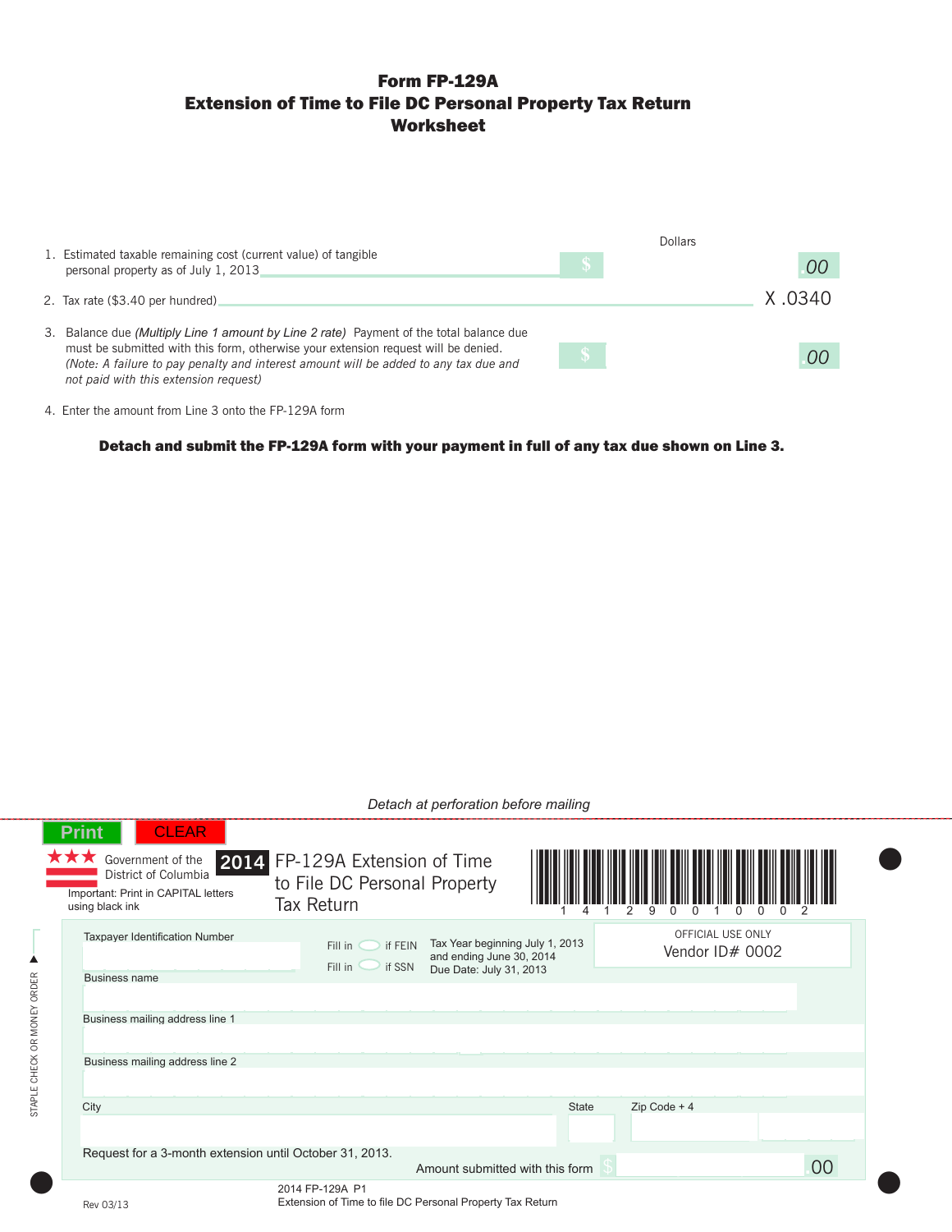# Form FP-129A
## Extension of Time to File DC Personal Property Tax Return
## Worksheet

| | | Dollars |
|---|---|---|
| 1. Estimated taxable remaining cost (current value) of tangible personal property as of July 1, 2013 | $ | .00 |
| 2. Tax rate ($3.40 per hundred) | | X .0340 |
| 3. Balance due *(Multiply Line 1 amount by Line 2 rate)* Payment of the total balance due must be submitted with this form, otherwise your extension request will be denied. *(Note: A failure to pay penalty and interest amount will be added to any tax due and not paid with this extension request)* | $ | .00 |
| 4. Enter the amount from Line 3 onto the FP-129A form | | |

**Detach and submit the FP-129A form with your payment in full of any tax due shown on Line 3.**

*Detach at perforation before mailing*

Print CLEAR

Government of the District of Columbia

Important: Print in CAPITAL letters using black ink

**2014** FP-129A Extension of Time to File DC Personal Property Tax Return

1 4 1 2 9 0 0 1 0 0 0 2

STAPLE CHECK OR MONEY ORDER

Taxpayer Identification Number

Fill in ○ if FEIN

Fill in ○ if SSN

Tax Year beginning July 1, 2013 and ending June 30, 2014

Due Date: July 31, 2013

OFFICIAL USE ONLY

Vendor ID# 0002

Business name

Business mailing address line 1

Business mailing address line 2

City

State

Zip Code + 4

Request for a 3-month extension until October 31, 2013.

Amount submitted with this form $ 00

Rev 03/13

2014 FP-129A P1

Extension of Time to file DC Personal Property Tax Return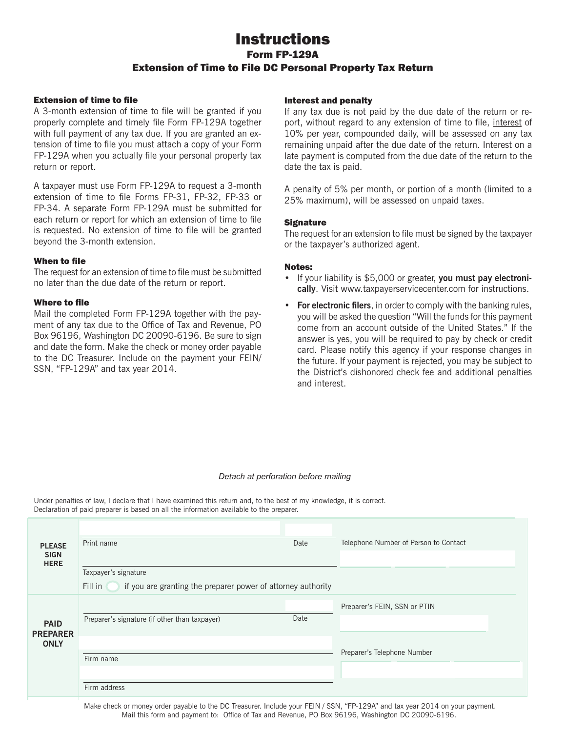# Instructions

## Form FP-129A

## Extension of Time to File DC Personal Property Tax Return

### Extension of time to file

A 3-month extension of time to file will be granted if you properly complete and timely file Form FP-129A together with full payment of any tax due. If you are granted an extension of time to file you must attach a copy of your Form FP-129A when you actually file your personal property tax return or report.

A taxpayer must use Form FP-129A to request a 3-month extension of time to file Forms FP-31, FP-32, FP-33 or FP-34. A separate Form FP-129A must be submitted for each return or report for which an extension of time to file is requested. No extension of time to file will be granted beyond the 3-month extension.

### When to file

The request for an extension of time to file must be submitted no later than the due date of the return or report.

### Where to file

Mail the completed Form FP-129A together with the payment of any tax due to the Office of Tax and Revenue, PO Box 96196, Washington DC 20090-6196. Be sure to sign and date the form. Make the check or money order payable to the DC Treasurer. Include on the payment your FEIN/SSN, "FP-129A" and tax year 2014.

### Interest and penalty

If any tax due is not paid by the due date of the return or report, without regard to any extension of time to file, interest of 10% per year, compounded daily, will be assessed on any tax remaining unpaid after the due date of the return. Interest on a late payment is computed from the due date of the return to the date the tax is paid.

A penalty of 5% per month, or portion of a month (limited to a 25% maximum), will be assessed on unpaid taxes.

### Signature

The request for an extension to file must be signed by the taxpayer or the taxpayer's authorized agent.

### Notes:

- If your liability is $5,000 or greater, **you must pay electronically**. Visit www.taxpayerservicecenter.com for instructions.
- **For electronic filers**, in order to comply with the banking rules, you will be asked the question "Will the funds for this payment come from an account outside of the United States." If the answer is yes, you will be required to pay by check or credit card. Please notify this agency if your response changes in the future. If your payment is rejected, you may be subject to the District's dishonored check fee and additional penalties and interest.

*Detach at perforation before mailing*

Under penalties of law, I declare that I have examined this return and, to the best of my knowledge, it is correct.
Declaration of paid preparer is based on all the information available to the preparer.

| | | | |
|---|---|---|---|
| **PLEASE SIGN HERE** | Print name | Date | Telephone Number of Person to Contact |
| | Taxpayer's signature | | |
| | Fill in ◯ if you are granting the preparer power of attorney authority | | |
| **PAID PREPARER ONLY** | Preparer's signature (if other than taxpayer) | Date | Preparer's FEIN, SSN or PTIN |
| | Firm name | | Preparer's Telephone Number |
| | Firm address | | |

Make check or money order payable to the DC Treasurer. Include your FEIN / SSN, "FP-129A" and tax year 2014 on your payment.
Mail this form and payment to: Office of Tax and Revenue, PO Box 96196, Washington DC 20090-6196.